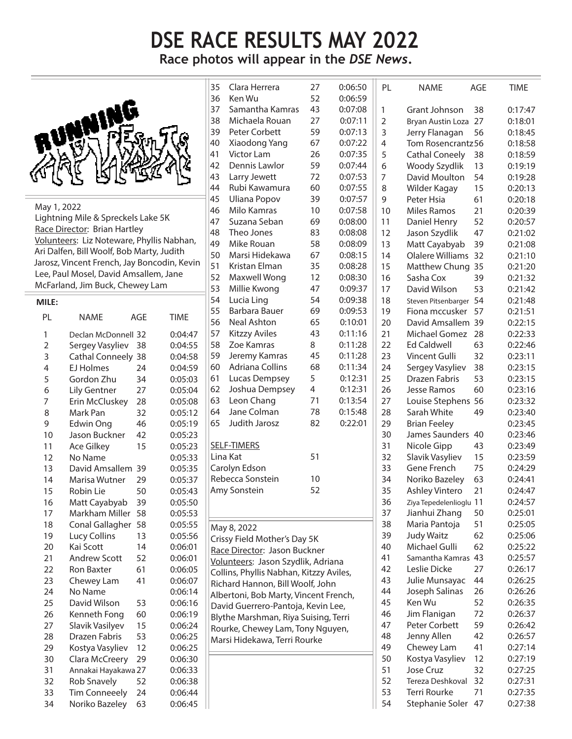# DSE RACE RESULTS MAY 2022

**Race photos will appear in the *DSE News*.**

May 1, 2022
Lightning Mile & Spreckels Lake 5K
Race Director: Brian Hartley
Volunteers: Liz Noteware, Phyllis Nabhan, Ari Dalfen, Bill Woolf, Bob Marty, Judith Jarosz, Vincent French, Jay Boncodin, Kevin Lee, Paul Mosel, David Amsallem, Jane McFarland, Jim Buck, Chewey Lam

**MILE:**

| PL | NAME | AGE | TIME |
|---|---|---|---|
| 1 | Declan McDonnell | 32 | 0:04:47 |
| 2 | Sergey Vasyliev | 38 | 0:04:55 |
| 3 | Cathal Conneely | 38 | 0:04:58 |
| 4 | EJ Holmes | 24 | 0:04:59 |
| 5 | Gordon Zhu | 34 | 0:05:03 |
| 6 | Lily Gentner | 27 | 0:05:04 |
| 7 | Erin McCluskey | 28 | 0:05:08 |
| 8 | Mark Pan | 32 | 0:05:12 |
| 9 | Edwin Ong | 46 | 0:05:19 |
| 10 | Jason Buckner | 42 | 0:05:23 |
| 11 | Ace Gilkey | 15 | 0:05:23 |
| 12 | No Name | | 0:05:33 |
| 13 | David Amsallem | 39 | 0:05:35 |
| 14 | Marisa Wutner | 29 | 0:05:37 |
| 15 | Robin Lie | 50 | 0:05:43 |
| 16 | Matt Cayabyab | 39 | 0:05:50 |
| 17 | Markham Miller | 58 | 0:05:53 |
| 18 | Conal Gallagher | 58 | 0:05:55 |
| 19 | Lucy Collins | 13 | 0:05:56 |
| 20 | Kai Scott | 14 | 0:06:01 |
| 21 | Andrew Scott | 52 | 0:06:01 |
| 22 | Ron Baxter | 61 | 0:06:05 |
| 23 | Chewey Lam | 41 | 0:06:07 |
| 24 | No Name | | 0:06:14 |
| 25 | David Wilson | 53 | 0:06:16 |
| 26 | Kenneth Fong | 60 | 0:06:19 |
| 27 | Slavik Vasilyev | 15 | 0:06:24 |
| 28 | Drazen Fabris | 53 | 0:06:25 |
| 29 | Kostya Vasyliev | 12 | 0:06:25 |
| 30 | Clara McCreery | 29 | 0:06:30 |
| 31 | Annakai Hayakawa | 27 | 0:06:33 |
| 32 | Rob Snavely | 52 | 0:06:38 |
| 33 | Tim Conneeely | 24 | 0:06:44 |
| 34 | Noriko Bazeley | 63 | 0:06:45 |
| 35 | Clara Herrera | 27 | 0:06:50 |
| 36 | Ken Wu | 52 | 0:06:59 |
| 37 | Samantha Kamras | 43 | 0:07:08 |
| 38 | Michaela Rouan | 27 | 0:07:11 |
| 39 | Peter Corbett | 59 | 0:07:13 |
| 40 | Xiaodong Yang | 67 | 0:07:22 |
| 41 | Victor Lam | 26 | 0:07:35 |
| 42 | Dennis Lawlor | 59 | 0:07:44 |
| 43 | Larry Jewett | 72 | 0:07:53 |
| 44 | Rubi Kawamura | 60 | 0:07:55 |
| 45 | Uliana Popov | 39 | 0:07:57 |
| 46 | Milo Kamras | 10 | 0:07:58 |
| 47 | Suzana Seban | 69 | 0:08:00 |
| 48 | Theo Jones | 83 | 0:08:08 |
| 49 | Mike Rouan | 58 | 0:08:09 |
| 50 | Marsi Hidekawa | 67 | 0:08:15 |
| 51 | Kristan Elman | 35 | 0:08:28 |
| 52 | Maxwell Wong | 12 | 0:08:30 |
| 53 | Millie Kwong | 47 | 0:09:37 |
| 54 | Lucia Ling | 54 | 0:09:38 |
| 55 | Barbara Bauer | 69 | 0:09:53 |
| 56 | Neal Ashton | 65 | 0:10:01 |
| 57 | Kitzzy Aviles | 43 | 0:11:16 |
| 58 | Zoe Kamras | 8 | 0:11:28 |
| 59 | Jeremy Kamras | 45 | 0:11:28 |
| 60 | Adriana Collins | 68 | 0:11:34 |
| 61 | Lucas Dempsey | 5 | 0:12:31 |
| 62 | Joshua Dempsey | 4 | 0:12:31 |
| 63 | Leon Chang | 71 | 0:13:54 |
| 64 | Jane Colman | 78 | 0:15:48 |
| 65 | Judith Jarosz | 82 | 0:22:01 |

SELF-TIMERS

| NAME | AGE |
|---|---|
| Lina Kat | 51 |
| Carolyn Edson | |
| Rebecca Sonstein | 10 |
| Amy Sonstein | 52 |

May 8, 2022
Crissy Field Mother's Day 5K
Race Director: Jason Buckner
Volunteers: Jason Szydlik, Adriana Collins, Phyllis Nabhan, Kitzzy Aviles, Richard Hannon, Bill Woolf, John Albertoni, Bob Marty, Vincent French, David Guerrero-Pantoja, Kevin Lee, Blythe Marshman, Riya Suising, Terri Rourke, Chewey Lam, Tony Nguyen, Marsi Hidekawa, Terri Rourke

| PL | NAME | AGE | TIME |
|---|---|---|---|
| 1 | Grant Johnson | 38 | 0:17:47 |
| 2 | Bryan Austin Loza | 27 | 0:18:01 |
| 3 | Jerry Flanagan | 56 | 0:18:45 |
| 4 | Tom Rosencrantz | 56 | 0:18:58 |
| 5 | Cathal Coneely | 38 | 0:18:59 |
| 6 | Woody Szydlik | 13 | 0:19:19 |
| 7 | David Moulton | 54 | 0:19:28 |
| 8 | Wilder Kagay | 15 | 0:20:13 |
| 9 | Peter Hsia | 61 | 0:20:18 |
| 10 | Miles Ramos | 21 | 0:20:39 |
| 11 | Daniel Henry | 52 | 0:20:57 |
| 12 | Jason Szydlik | 47 | 0:21:02 |
| 13 | Matt Cayabyab | 39 | 0:21:08 |
| 14 | Olalere Williams | 32 | 0:21:10 |
| 15 | Matthew Chung | 35 | 0:21:20 |
| 16 | Sasha Cox | 39 | 0:21:32 |
| 17 | David Wilson | 53 | 0:21:42 |
| 18 | Steven Pitsenbarger | 54 | 0:21:48 |
| 19 | Fiona mccusker | 57 | 0:21:51 |
| 20 | David Amsallem | 39 | 0:22:15 |
| 21 | Michael Gomez | 28 | 0:22:33 |
| 22 | Ed Caldwell | 63 | 0:22:46 |
| 23 | Vincent Gulli | 32 | 0:23:11 |
| 24 | Sergey Vasyliev | 38 | 0:23:15 |
| 25 | Drazen Fabris | 53 | 0:23:15 |
| 26 | Jesse Ramos | 60 | 0:23:16 |
| 27 | Louise Stephens | 56 | 0:23:32 |
| 28 | Sarah White | 49 | 0:23:40 |
| 29 | Brian Feeley | | 0:23:45 |
| 30 | James Saunders | 40 | 0:23:46 |
| 31 | Nicole Gipp | 43 | 0:23:49 |
| 32 | Slavik Vasyliev | 15 | 0:23:59 |
| 33 | Gene French | 75 | 0:24:29 |
| 34 | Noriko Bazeley | 63 | 0:24:41 |
| 35 | Ashley Vintero | 21 | 0:24:47 |
| 36 | Ziya Tepedelenlioglu | 11 | 0:24:57 |
| 37 | Jianhui Zhang | 50 | 0:25:01 |
| 38 | Maria Pantoja | 51 | 0:25:05 |
| 39 | Judy Waitz | 62 | 0:25:06 |
| 40 | Michael Gulli | 62 | 0:25:22 |
| 41 | Samantha Kamras | 43 | 0:25:57 |
| 42 | Leslie Dicke | 27 | 0:26:17 |
| 43 | Julie Munsayac | 44 | 0:26:25 |
| 44 | Joseph Salinas | 26 | 0:26:26 |
| 45 | Ken Wu | 52 | 0:26:35 |
| 46 | Jim Flanigan | 72 | 0:26:37 |
| 47 | Peter Corbett | 59 | 0:26:42 |
| 48 | Jenny Allen | 42 | 0:26:57 |
| 49 | Chewey Lam | 41 | 0:27:14 |
| 50 | Kostya Vasyliev | 12 | 0:27:19 |
| 51 | Jose Cruz | 32 | 0:27:25 |
| 52 | Tereza Deshkoval | 32 | 0:27:31 |
| 53 | Terri Rourke | 71 | 0:27:35 |
| 54 | Stephanie Soler | 47 | 0:27:38 |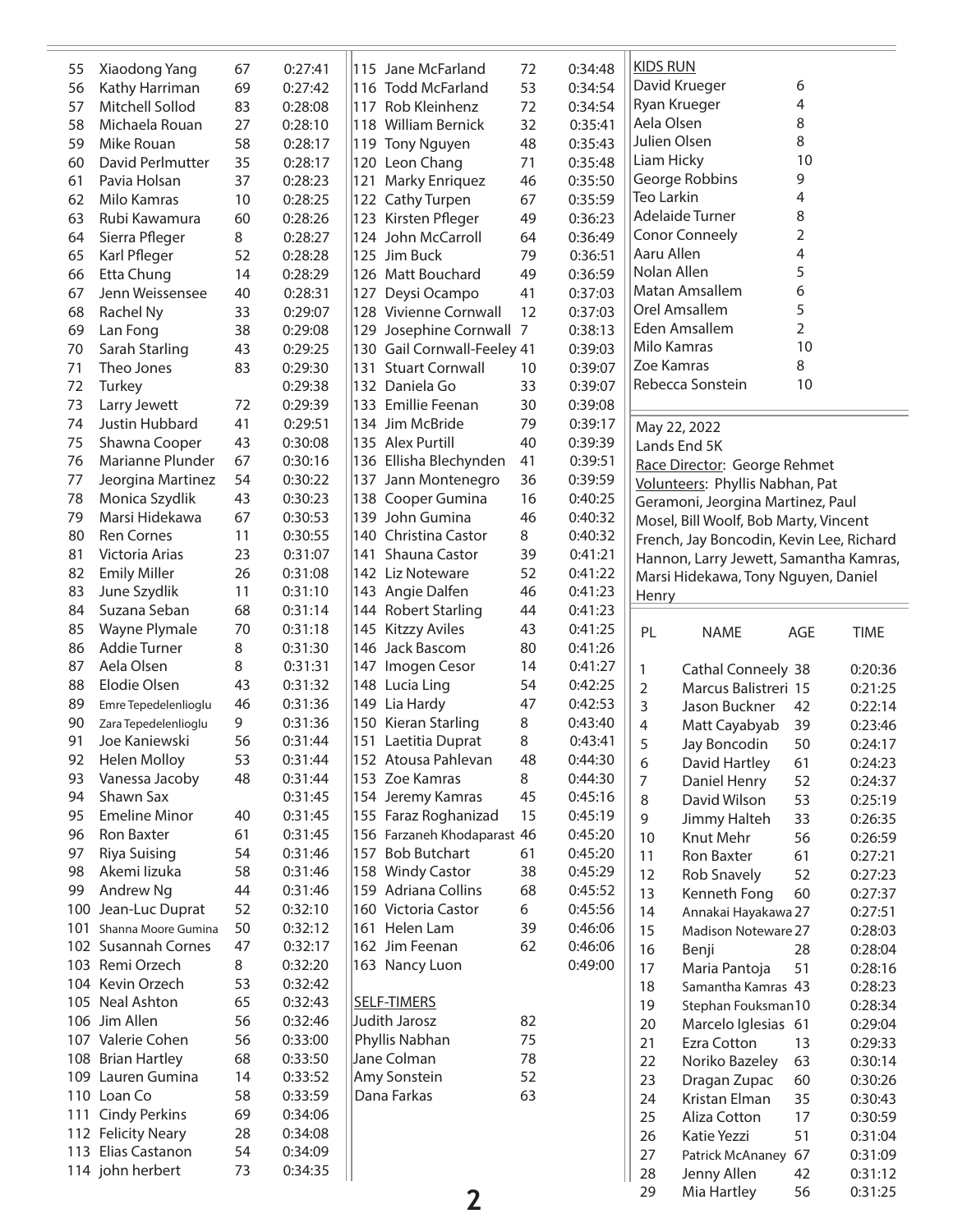| PL | NAME | AGE | TIME |
|---|---|---|---|
| 55 | Xiaodong Yang | 67 | 0:27:41 |
| 56 | Kathy Harriman | 69 | 0:27:42 |
| 57 | Mitchell Sollod | 83 | 0:28:08 |
| 58 | Michaela Rouan | 27 | 0:28:10 |
| 59 | Mike Rouan | 58 | 0:28:17 |
| 60 | David Perlmutter | 35 | 0:28:17 |
| 61 | Pavia Holsan | 37 | 0:28:23 |
| 62 | Milo Kamras | 10 | 0:28:25 |
| 63 | Rubi Kawamura | 60 | 0:28:26 |
| 64 | Sierra Pfleger | 8 | 0:28:27 |
| 65 | Karl Pfleger | 52 | 0:28:28 |
| 66 | Etta Chung | 14 | 0:28:29 |
| 67 | Jenn Weissensee | 40 | 0:28:31 |
| 68 | Rachel Ny | 33 | 0:29:07 |
| 69 | Lan Fong | 38 | 0:29:08 |
| 70 | Sarah Starling | 43 | 0:29:25 |
| 71 | Theo Jones | 83 | 0:29:30 |
| 72 | Turkey | | 0:29:38 |
| 73 | Larry Jewett | 72 | 0:29:39 |
| 74 | Justin Hubbard | 41 | 0:29:51 |
| 75 | Shawna Cooper | 43 | 0:30:08 |
| 76 | Marianne Plunder | 67 | 0:30:16 |
| 77 | Jeorgina Martinez | 54 | 0:30:22 |
| 78 | Monica Szydlik | 43 | 0:30:23 |
| 79 | Marsi Hidekawa | 67 | 0:30:53 |
| 80 | Ren Cornes | 11 | 0:30:55 |
| 81 | Victoria Arias | 23 | 0:31:07 |
| 82 | Emily Miller | 26 | 0:31:08 |
| 83 | June Szydlik | 11 | 0:31:10 |
| 84 | Suzana Seban | 68 | 0:31:14 |
| 85 | Wayne Plymale | 70 | 0:31:18 |
| 86 | Addie Turner | 8 | 0:31:30 |
| 87 | Aela Olsen | 8 | 0:31:31 |
| 88 | Elodie Olsen | 43 | 0:31:32 |
| 89 | Emre Tepedelenlioglu | 46 | 0:31:36 |
| 90 | Zara Tepedelenlioglu | 9 | 0:31:36 |
| 91 | Joe Kaniewski | 56 | 0:31:44 |
| 92 | Helen Molloy | 53 | 0:31:44 |
| 93 | Vanessa Jacoby | 48 | 0:31:44 |
| 94 | Shawn Sax | | 0:31:45 |
| 95 | Emeline Minor | 40 | 0:31:45 |
| 96 | Ron Baxter | 61 | 0:31:45 |
| 97 | Riya Suising | 54 | 0:31:46 |
| 98 | Akemi Iizuka | 58 | 0:31:46 |
| 99 | Andrew Ng | 44 | 0:31:46 |
| 100 | Jean-Luc Duprat | 52 | 0:32:10 |
| 101 | Shanna Moore Gumina | 50 | 0:32:12 |
| 102 | Susannah Cornes | 47 | 0:32:17 |
| 103 | Remi Orzech | 8 | 0:32:20 |
| 104 | Kevin Orzech | 53 | 0:32:42 |
| 105 | Neal Ashton | 65 | 0:32:43 |
| 106 | Jim Allen | 56 | 0:32:46 |
| 107 | Valerie Cohen | 56 | 0:33:00 |
| 108 | Brian Hartley | 68 | 0:33:50 |
| 109 | Lauren Gumina | 14 | 0:33:52 |
| 110 | Loan Co | 58 | 0:33:59 |
| 111 | Cindy Perkins | 69 | 0:34:06 |
| 112 | Felicity Neary | 28 | 0:34:08 |
| 113 | Elias Castanon | 54 | 0:34:09 |
| 114 | john herbert | 73 | 0:34:35 |
| 115 | Jane McFarland | 72 | 0:34:48 |
| 116 | Todd McFarland | 53 | 0:34:54 |
| 117 | Rob Kleinhenz | 72 | 0:34:54 |
| 118 | William Bernick | 32 | 0:35:41 |
| 119 | Tony Nguyen | 48 | 0:35:43 |
| 120 | Leon Chang | 71 | 0:35:48 |
| 121 | Marky Enriquez | 46 | 0:35:50 |
| 122 | Cathy Turpen | 67 | 0:35:59 |
| 123 | Kirsten Pfleger | 49 | 0:36:23 |
| 124 | John McCarroll | 64 | 0:36:49 |
| 125 | Jim Buck | 79 | 0:36:51 |
| 126 | Matt Bouchard | 49 | 0:36:59 |
| 127 | Deysi Ocampo | 41 | 0:37:03 |
| 128 | Vivienne Cornwall | 12 | 0:37:03 |
| 129 | Josephine Cornwall | 7 | 0:38:13 |
| 130 | Gail Cornwall-Feeley | 41 | 0:39:03 |
| 131 | Stuart Cornwall | 10 | 0:39:07 |
| 132 | Daniela Go | 33 | 0:39:07 |
| 133 | Emillie Feenan | 30 | 0:39:08 |
| 134 | Jim McBride | 79 | 0:39:17 |
| 135 | Alex Purtill | 40 | 0:39:39 |
| 136 | Ellisha Blechynden | 41 | 0:39:51 |
| 137 | Jann Montenegro | 36 | 0:39:59 |
| 138 | Cooper Gumina | 16 | 0:40:25 |
| 139 | John Gumina | 46 | 0:40:32 |
| 140 | Christina Castor | 8 | 0:40:32 |
| 141 | Shauna Castor | 39 | 0:41:21 |
| 142 | Liz Noteware | 52 | 0:41:22 |
| 143 | Angie Dalfen | 46 | 0:41:23 |
| 144 | Robert Starling | 44 | 0:41:23 |
| 145 | Kitzzy Aviles | 43 | 0:41:25 |
| 146 | Jack Bascom | 80 | 0:41:26 |
| 147 | Imogen Cesor | 14 | 0:41:27 |
| 148 | Lucia Ling | 54 | 0:42:25 |
| 149 | Lia Hardy | 47 | 0:42:53 |
| 150 | Kieran Starling | 8 | 0:43:40 |
| 151 | Laetitia Duprat | 8 | 0:43:41 |
| 152 | Atousa Pahlevan | 48 | 0:44:30 |
| 153 | Zoe Kamras | 8 | 0:44:30 |
| 154 | Jeremy Kamras | 45 | 0:45:16 |
| 155 | Faraz Roghanizad | 15 | 0:45:19 |
| 156 | Farzaneh Khodaparast | 46 | 0:45:20 |
| 157 | Bob Butchart | 61 | 0:45:20 |
| 158 | Windy Castor | 38 | 0:45:29 |
| 159 | Adriana Collins | 68 | 0:45:52 |
| 160 | Victoria Castor | 6 | 0:45:56 |
| 161 | Helen Lam | 39 | 0:46:06 |
| 162 | Jim Feenan | 62 | 0:46:06 |
| 163 | Nancy Luon | | 0:49:00 |

SELF-TIMERS

| NAME | AGE |
|---|---|
| Judith Jarosz | 82 |
| Phyllis Nabhan | 75 |
| Jane Colman | 78 |
| Amy Sonstein | 52 |
| Dana Farkas | 63 |

KIDS RUN

| NAME | AGE |
|---|---|
| David Krueger | 6 |
| Ryan Krueger | 4 |
| Aela Olsen | 8 |
| Julien Olsen | 8 |
| Liam Hicky | 10 |
| George Robbins | 9 |
| Teo Larkin | 4 |
| Adelaide Turner | 8 |
| Conor Conneely | 2 |
| Aaru Allen | 4 |
| Nolan Allen | 5 |
| Matan Amsallem | 6 |
| Orel Amsallem | 5 |
| Eden Amsallem | 2 |
| Milo Kamras | 10 |
| Zoe Kamras | 8 |
| Rebecca Sonstein | 10 |

May 22, 2022
Lands End 5K

Race Director: George Rehmet

Volunteers: Phyllis Nabhan, Pat Geramoni, Jeorgina Martinez, Paul Mosel, Bill Woolf, Bob Marty, Vincent French, Jay Boncodin, Kevin Lee, Richard Hannon, Larry Jewett, Samantha Kamras, Marsi Hidekawa, Tony Nguyen, Daniel Henry

| PL | NAME | AGE | TIME |
|---|---|---|---|
| 1 | Cathal Conneely | 38 | 0:20:36 |
| 2 | Marcus Balistreri | 15 | 0:21:25 |
| 3 | Jason Buckner | 42 | 0:22:14 |
| 4 | Matt Cayabyab | 39 | 0:23:46 |
| 5 | Jay Boncodin | 50 | 0:24:17 |
| 6 | David Hartley | 61 | 0:24:23 |
| 7 | Daniel Henry | 52 | 0:24:37 |
| 8 | David Wilson | 53 | 0:25:19 |
| 9 | Jimmy Halteh | 33 | 0:26:35 |
| 10 | Knut Mehr | 56 | 0:26:59 |
| 11 | Ron Baxter | 61 | 0:27:21 |
| 12 | Rob Snavely | 52 | 0:27:23 |
| 13 | Kenneth Fong | 60 | 0:27:37 |
| 14 | Annakai Hayakawa | 27 | 0:27:51 |
| 15 | Madison Noteware | 27 | 0:28:03 |
| 16 | Benji | 28 | 0:28:04 |
| 17 | Maria Pantoja | 51 | 0:28:16 |
| 18 | Samantha Kamras | 43 | 0:28:23 |
| 19 | Stephan Fouksman | 10 | 0:28:34 |
| 20 | Marcelo Iglesias | 61 | 0:29:04 |
| 21 | Ezra Cotton | 13 | 0:29:33 |
| 22 | Noriko Bazeley | 63 | 0:30:14 |
| 23 | Dragan Zupac | 60 | 0:30:26 |
| 24 | Kristan Elman | 35 | 0:30:43 |
| 25 | Aliza Cotton | 17 | 0:30:59 |
| 26 | Katie Yezzi | 51 | 0:31:04 |
| 27 | Patrick McAnaney | 67 | 0:31:09 |
| 28 | Jenny Allen | 42 | 0:31:12 |
| 29 | Mia Hartley | 56 | 0:31:25 |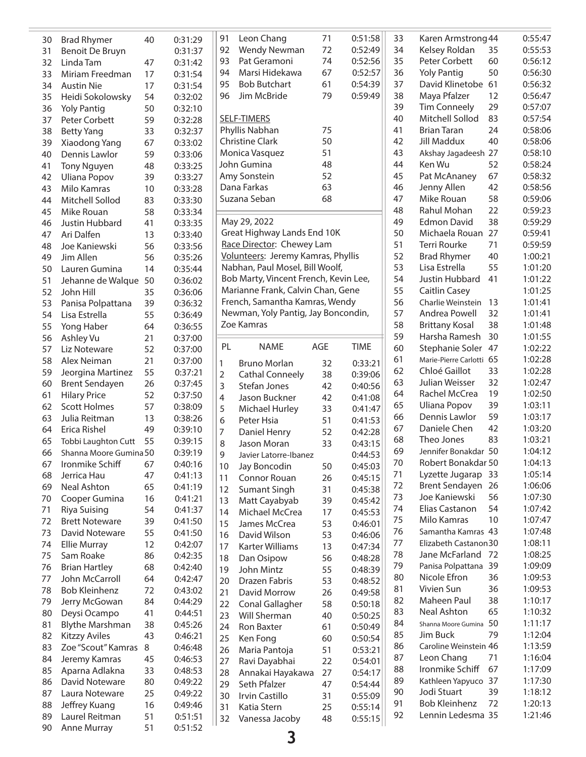| PL | NAME | AGE | TIME |
|---|---|---|---|
| 30 | Brad Rhymer | 40 | 0:31:29 |
| 31 | Benoit De Bruyn | | 0:31:37 |
| 32 | Linda Tam | 47 | 0:31:42 |
| 33 | Miriam Freedman | 17 | 0:31:54 |
| 34 | Austin Nie | 17 | 0:31:54 |
| 35 | Heidi Sokolowsky | 54 | 0:32:02 |
| 36 | Yoly Pantig | 50 | 0:32:10 |
| 37 | Peter Corbett | 59 | 0:32:28 |
| 38 | Betty Yang | 33 | 0:32:37 |
| 39 | Xiaodong Yang | 67 | 0:33:02 |
| 40 | Dennis Lawlor | 59 | 0:33:06 |
| 41 | Tony Nguyen | 48 | 0:33:25 |
| 42 | Uliana Popov | 39 | 0:33:27 |
| 43 | Milo Kamras | 10 | 0:33:28 |
| 44 | Mitchell Sollod | 83 | 0:33:30 |
| 45 | Mike Rouan | 58 | 0:33:34 |
| 46 | Justin Hubbard | 41 | 0:33:35 |
| 47 | Ari Dalfen | 13 | 0:33:40 |
| 48 | Joe Kaniewski | 56 | 0:33:56 |
| 49 | Jim Allen | 56 | 0:35:26 |
| 50 | Lauren Gumina | 14 | 0:35:44 |
| 51 | Jehanne de Walque | 50 | 0:36:02 |
| 52 | John Hill | 35 | 0:36:06 |
| 53 | Panisa Polpattana | 39 | 0:36:32 |
| 54 | Lisa Estrella | 55 | 0:36:49 |
| 55 | Yong Haber | 64 | 0:36:55 |
| 56 | Ashley Vu | 21 | 0:37:00 |
| 57 | Liz Noteware | 52 | 0:37:00 |
| 58 | Alex Neiman | 21 | 0:37:00 |
| 59 | Jeorgina Martinez | 55 | 0:37:21 |
| 60 | Brent Sendayen | 26 | 0:37:45 |
| 61 | Hilary Price | 52 | 0:37:50 |
| 62 | Scott Holmes | 57 | 0:38:09 |
| 63 | Julia Reitman | 13 | 0:38:26 |
| 64 | Erica Rishel | 49 | 0:39:10 |
| 65 | Tobbi Laughton Cutt | 55 | 0:39:15 |
| 66 | Shanna Moore Gumina | 50 | 0:39:19 |
| 67 | Ironmike Schiff | 67 | 0:40:16 |
| 68 | Jerrica Hau | 47 | 0:41:13 |
| 69 | Neal Ashton | 65 | 0:41:19 |
| 70 | Cooper Gumina | 16 | 0:41:21 |
| 71 | Riya Suising | 54 | 0:41:37 |
| 72 | Brett Noteware | 39 | 0:41:50 |
| 73 | David Noteware | 55 | 0:41:50 |
| 74 | Ellie Murray | 12 | 0:42:07 |
| 75 | Sam Roake | 86 | 0:42:35 |
| 76 | Brian Hartley | 68 | 0:42:40 |
| 77 | John McCarroll | 64 | 0:42:47 |
| 78 | Bob Kleinhenz | 72 | 0:43:02 |
| 79 | Jerry McGowan | 84 | 0:44:29 |
| 80 | Deysi Ocampo | 41 | 0:44:51 |
| 81 | Blythe Marshman | 38 | 0:45:26 |
| 82 | Kitzzy Aviles | 43 | 0:46:21 |
| 83 | Zoe "Scout" Kamras | 8 | 0:46:48 |
| 84 | Jeremy Kamras | 45 | 0:46:53 |
| 85 | Aparna Adlakna | 33 | 0:48:53 |
| 86 | David Noteware | 80 | 0:49:22 |
| 87 | Laura Noteware | 25 | 0:49:22 |
| 88 | Jeffrey Kuang | 16 | 0:49:46 |
| 89 | Laurel Reitman | 51 | 0:51:51 |
| 90 | Anne Murray | 51 | 0:51:52 |
| 91 | Leon Chang | 71 | 0:51:58 |
| 92 | Wendy Newman | 72 | 0:52:49 |
| 93 | Pat Geramoni | 74 | 0:52:56 |
| 94 | Marsi Hidekawa | 67 | 0:52:57 |
| 95 | Bob Butchart | 61 | 0:54:39 |
| 96 | Jim McBride | 79 | 0:59:49 |

SELF-TIMERS

| NAME | AGE |
|---|---|
| Phyllis Nabhan | 75 |
| Christine Clark | 50 |
| Monica Vasquez | 51 |
| John Gumina | 48 |
| Amy Sonstein | 52 |
| Dana Farkas | 63 |
| Suzana Seban | 68 |

May 29, 2022

Great Highway Lands End 10K

Race Director: Chewey Lam

Volunteers: Jeremy Kamras, Phyllis Nabhan, Paul Mosel, Bill Woolf, Bob Marty, Vincent French, Kevin Lee, Marianne Frank, Calvin Chan, Gene French, Samantha Kamras, Wendy Newman, Yoly Pantig, Jay Boncondin, Zoe Kamras

| PL | NAME | AGE | TIME |
|---|---|---|---|
| 1 | Bruno Morlan | 32 | 0:33:21 |
| 2 | Cathal Conneely | 38 | 0:39:06 |
| 3 | Stefan Jones | 42 | 0:40:56 |
| 4 | Jason Buckner | 42 | 0:41:08 |
| 5 | Michael Hurley | 33 | 0:41:47 |
| 6 | Peter Hsia | 51 | 0:41:53 |
| 7 | Daniel Henry | 52 | 0:42:28 |
| 8 | Jason Moran | 33 | 0:43:15 |
| 9 | Javier Latorre-Ibanez | | 0:44:53 |
| 10 | Jay Boncodin | 50 | 0:45:03 |
| 11 | Connor Rouan | 26 | 0:45:15 |
| 12 | Sumant Singh | 31 | 0:45:38 |
| 13 | Matt Cayabyab | 39 | 0:45:42 |
| 14 | Michael McCrea | 17 | 0:45:53 |
| 15 | James McCrea | 53 | 0:46:01 |
| 16 | David Wilson | 53 | 0:46:06 |
| 17 | Karter Williams | 13 | 0:47:34 |
| 18 | Dan Osipow | 56 | 0:48:28 |
| 19 | John Mintz | 55 | 0:48:39 |
| 20 | Drazen Fabris | 53 | 0:48:52 |
| 21 | David Morrow | 26 | 0:49:58 |
| 22 | Conal Gallagher | 58 | 0:50:18 |
| 23 | Will Sherman | 40 | 0:50:25 |
| 24 | Ron Baxter | 61 | 0:50:49 |
| 25 | Ken Fong | 60 | 0:50:54 |
| 26 | Maria Pantoja | 51 | 0:53:21 |
| 27 | Ravi Dayabhai | 22 | 0:54:01 |
| 28 | Annakai Hayakawa | 27 | 0:54:17 |
| 29 | Seth Pfalzer | 47 | 0:54:44 |
| 30 | Irvin Castillo | 31 | 0:55:09 |
| 31 | Katia Stern | 25 | 0:55:14 |
| 32 | Vanessa Jacoby | 48 | 0:55:15 |
| 33 | Karen Armstrong | 44 | 0:55:47 |
| 34 | Kelsey Roldan | 35 | 0:55:53 |
| 35 | Peter Corbett | 60 | 0:56:12 |
| 36 | Yoly Pantig | 50 | 0:56:30 |
| 37 | David Klinetobe | 61 | 0:56:32 |
| 38 | Maya Pfalzer | 12 | 0:56:47 |
| 39 | Tim Conneely | 29 | 0:57:07 |
| 40 | Mitchell Sollod | 83 | 0:57:54 |
| 41 | Brian Taran | 24 | 0:58:06 |
| 42 | Jill Maddux | 40 | 0:58:06 |
| 43 | Akshay Jagadeesh | 27 | 0:58:10 |
| 44 | Ken Wu | 52 | 0:58:24 |
| 45 | Pat McAnaney | 67 | 0:58:32 |
| 46 | Jenny Allen | 42 | 0:58:56 |
| 47 | Mike Rouan | 58 | 0:59:06 |
| 48 | Rahul Mohan | 22 | 0:59:23 |
| 49 | Edmon David | 38 | 0:59:29 |
| 50 | Michaela Rouan | 27 | 0:59:41 |
| 51 | Terri Rourke | 71 | 0:59:59 |
| 52 | Brad Rhymer | 40 | 1:00:21 |
| 53 | Lisa Estrella | 55 | 1:01:20 |
| 54 | Justin Hubbard | 41 | 1:01:22 |
| 55 | Caitlin Casey | | 1:01:25 |
| 56 | Charlie Weinstein | 13 | 1:01:41 |
| 57 | Andrea Powell | 32 | 1:01:41 |
| 58 | Brittany Kosal | 38 | 1:01:48 |
| 59 | Harsha Ramesh | 30 | 1:01:55 |
| 60 | Stephanie Soler | 47 | 1:02:22 |
| 61 | Marie-Pierre Carlotti | 65 | 1:02:28 |
| 62 | Chloé Gaillot | 33 | 1:02:28 |
| 63 | Julian Weisser | 32 | 1:02:47 |
| 64 | Rachel McCrea | 19 | 1:02:50 |
| 65 | Uliana Popov | 39 | 1:03:11 |
| 66 | Dennis Lawlor | 59 | 1:03:17 |
| 67 | Daniele Chen | 42 | 1:03:20 |
| 68 | Theo Jones | 83 | 1:03:21 |
| 69 | Jennifer Bonakdar | 50 | 1:04:12 |
| 70 | Robert Bonakdar | 50 | 1:04:13 |
| 71 | Lyzette Jugarap | 33 | 1:05:14 |
| 72 | Brent Sendayen | 26 | 1:06:06 |
| 73 | Joe Kaniewski | 56 | 1:07:30 |
| 74 | Elias Castanon | 54 | 1:07:42 |
| 75 | Milo Kamras | 10 | 1:07:47 |
| 76 | Samantha Kamras | 43 | 1:07:48 |
| 77 | Elizabeth Castanon | 30 | 1:08:11 |
| 78 | Jane McFarland | 72 | 1:08:25 |
| 79 | Panisa Polpattana | 39 | 1:09:09 |
| 80 | Nicole Efron | 36 | 1:09:53 |
| 81 | Vivien Sun | 36 | 1:09:53 |
| 82 | Maheen Paul | 38 | 1:10:17 |
| 83 | Neal Ashton | 65 | 1:10:32 |
| 84 | Shanna Moore Gumina | 50 | 1:11:17 |
| 85 | Jim Buck | 79 | 1:12:04 |
| 86 | Caroline Weinstein | 46 | 1:13:59 |
| 87 | Leon Chang | 71 | 1:16:04 |
| 88 | Ironmike Schiff | 67 | 1:17:09 |
| 89 | Kathleen Yapyuco | 37 | 1:17:30 |
| 90 | Jodi Stuart | 39 | 1:18:12 |
| 91 | Bob Kleinhenz | 72 | 1:20:13 |
| 92 | Lennin Ledesma | 35 | 1:21:46 |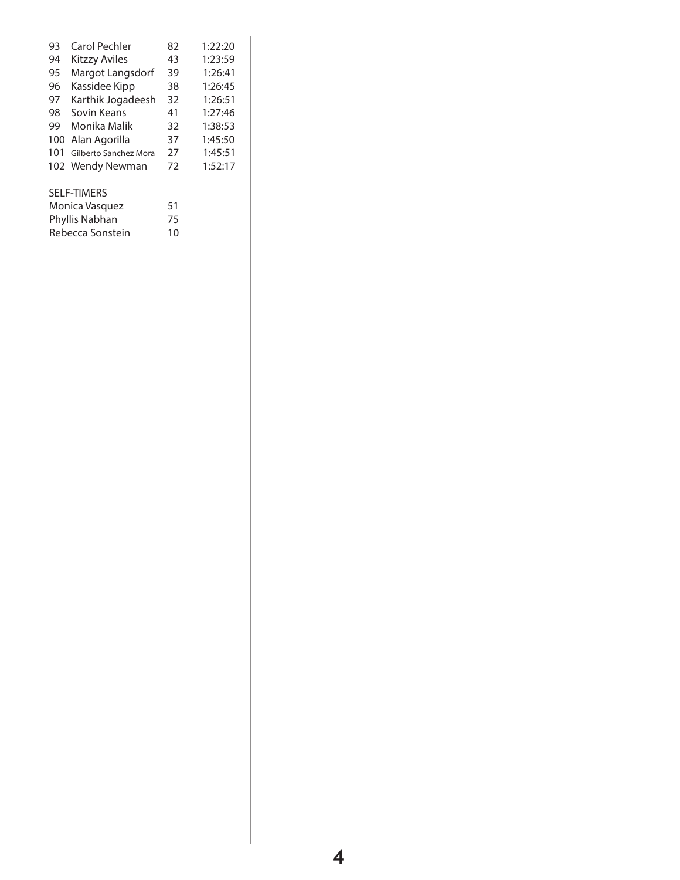| | | | |
|---|---|---|---|
| 93 | Carol Pechler | 82 | 1:22:20 |
| 94 | Kitzzy Aviles | 43 | 1:23:59 |
| 95 | Margot Langsdorf | 39 | 1:26:41 |
| 96 | Kassidee Kipp | 38 | 1:26:45 |
| 97 | Karthik Jogadeesh | 32 | 1:26:51 |
| 98 | Sovin Keans | 41 | 1:27:46 |
| 99 | Monika Malik | 32 | 1:38:53 |
| 100 | Alan Agorilla | 37 | 1:45:50 |
| 101 | Gilberto Sanchez Mora | 27 | 1:45:51 |
| 102 | Wendy Newman | 72 | 1:52:17 |

SELF-TIMERS

| | |
|---|---|
| Monica Vasquez | 51 |
| Phyllis Nabhan | 75 |
| Rebecca Sonstein | 10 |